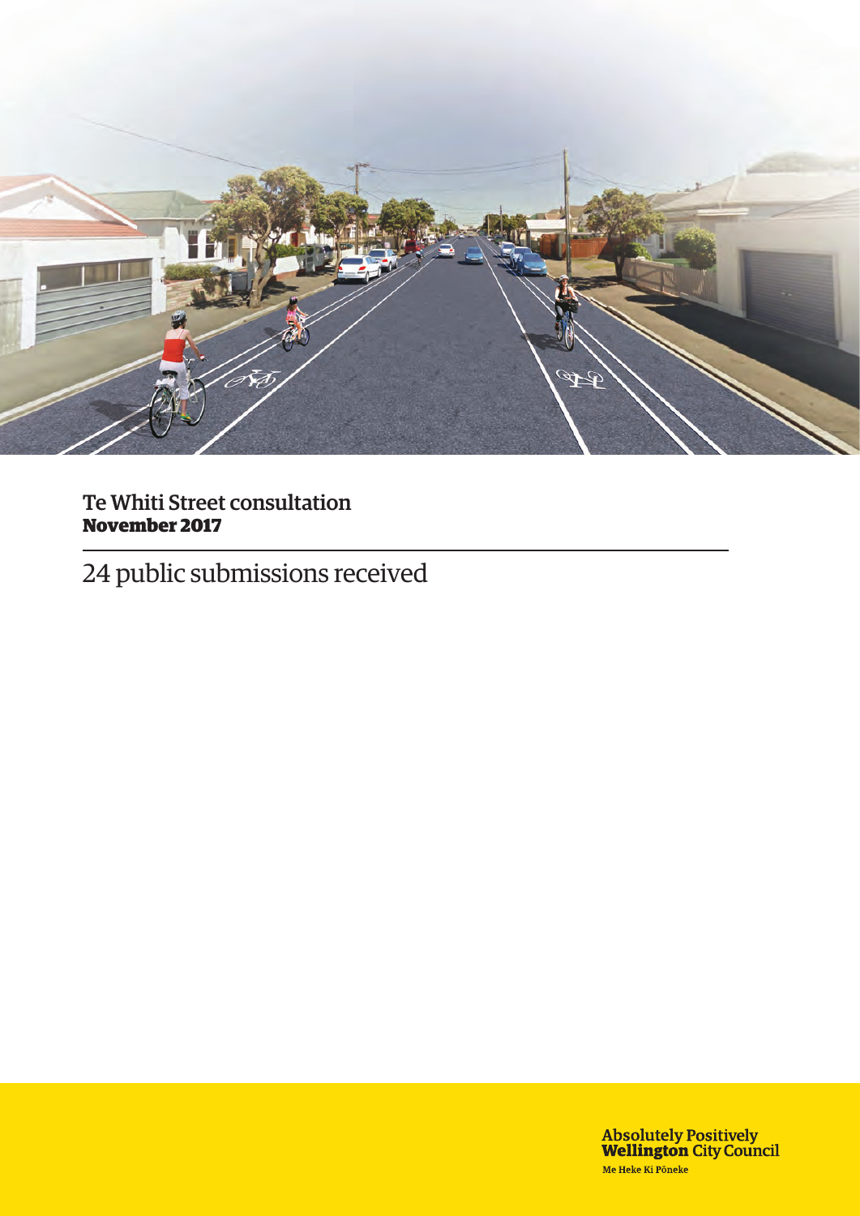# Te Whiti Street consultation
**November 2017**

24 public submissions received

**Absolutely Positively**
**Wellington** City Council
Me Heke Ki Pōneke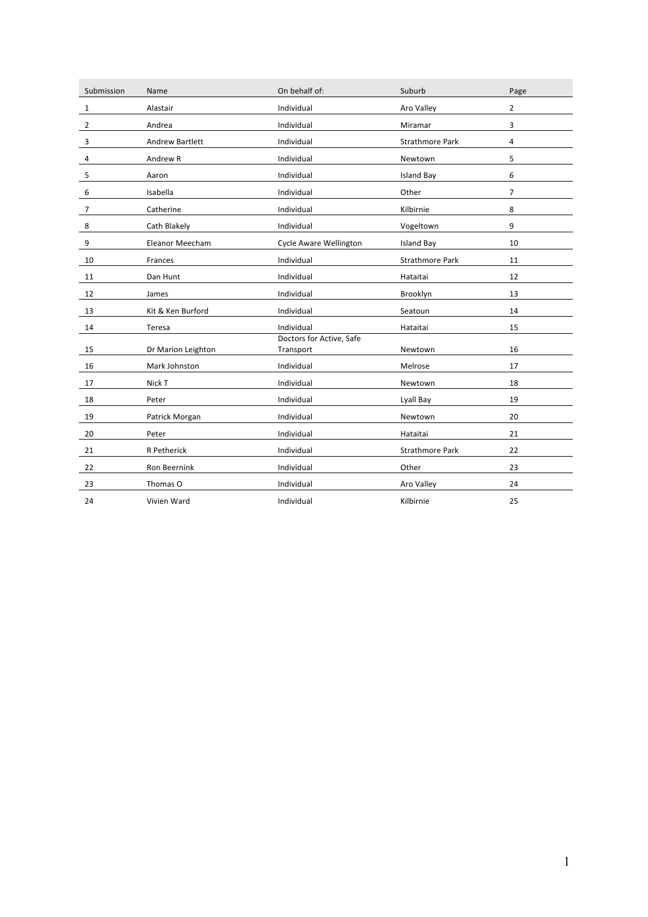| Submission | Name | On behalf of: | Suburb | Page |
|---|---|---|---|---|
| 1 | Alastair | Individual | Aro Valley | 2 |
| 2 | Andrea | Individual | Miramar | 3 |
| 3 | Andrew Bartlett | Individual | Strathmore Park | 4 |
| 4 | Andrew R | Individual | Newtown | 5 |
| 5 | Aaron | Individual | Island Bay | 6 |
| 6 | Isabella | Individual | Other | 7 |
| 7 | Catherine | Individual | Kilbirnie | 8 |
| 8 | Cath Blakely | Individual | Vogeltown | 9 |
| 9 | Eleanor Meecham | Cycle Aware Wellington | Island Bay | 10 |
| 10 | Frances | Individual | Strathmore Park | 11 |
| 11 | Dan Hunt | Individual | Hataitai | 12 |
| 12 | James | Individual | Brooklyn | 13 |
| 13 | Kit & Ken Burford | Individual | Seatoun | 14 |
| 14 | Teresa | Individual | Hataitai | 15 |
| 15 | Dr Marion Leighton | Doctors for Active, Safe Transport | Newtown | 16 |
| 16 | Mark Johnston | Individual | Melrose | 17 |
| 17 | Nick T | Individual | Newtown | 18 |
| 18 | Peter | Individual | Lyall Bay | 19 |
| 19 | Patrick Morgan | Individual | Newtown | 20 |
| 20 | Peter | Individual | Hataitai | 21 |
| 21 | R Petherick | Individual | Strathmore Park | 22 |
| 22 | Ron Beernink | Individual | Other | 23 |
| 23 | Thomas O | Individual | Aro Valley | 24 |
| 24 | Vivien Ward | Individual | Kilbirnie | 25 |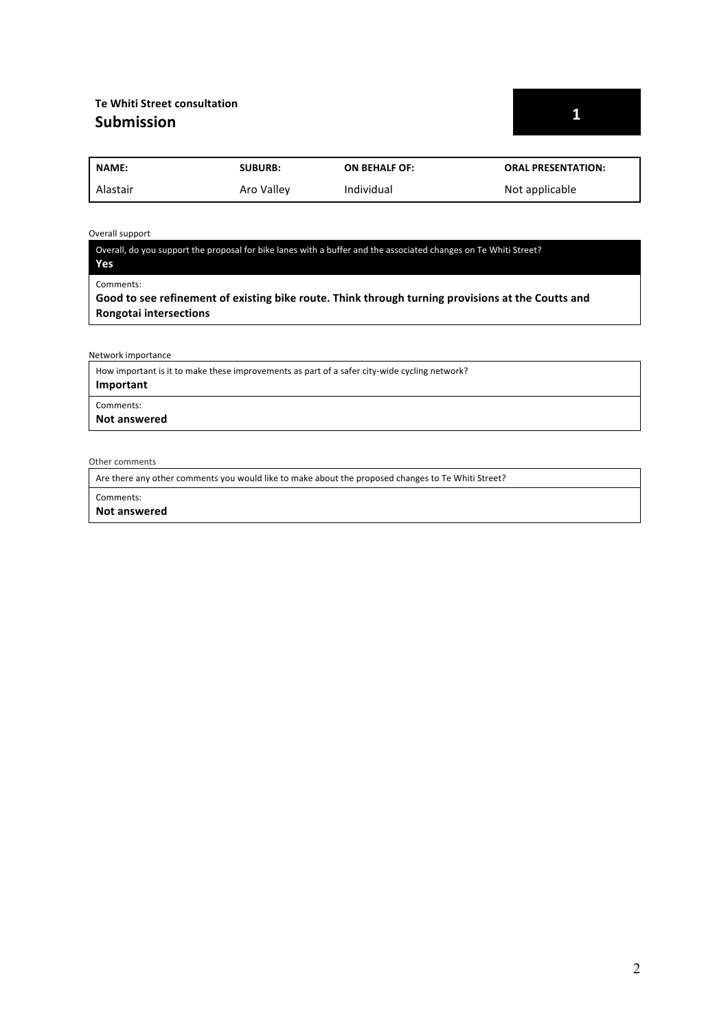**Te Whiti Street consultation**

## Submission

**1**

| NAME: | SUBURB: | ON BEHALF OF: | ORAL PRESENTATION: |
|---|---|---|---|
| Alastair | Aro Valley | Individual | Not applicable |

Overall support

Overall, do you support the proposal for bike lanes with a buffer and the associated changes on Te Whiti Street?
**Yes**

Comments:
**Good to see refinement of existing bike route. Think through turning provisions at the Coutts and Rongotai intersections**

Network importance

How important is it to make these improvements as part of a safer city-wide cycling network?
**Important**

Comments:
**Not answered**

Other comments

Are there any other comments you would like to make about the proposed changes to Te Whiti Street?

Comments:
**Not answered**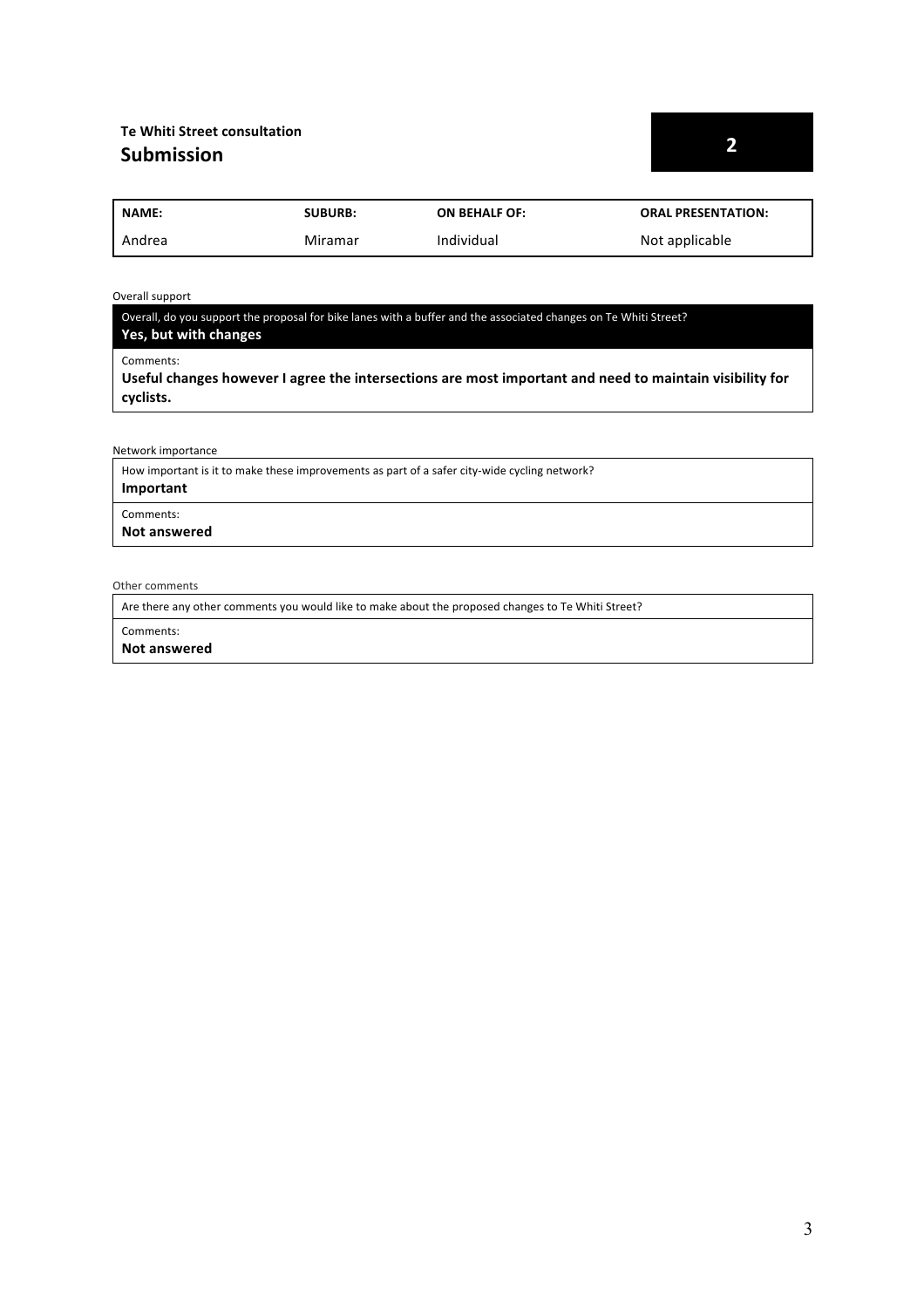**Te Whiti Street consultation**

## Submission

**2**

| NAME: | SUBURB: | ON BEHALF OF: | ORAL PRESENTATION: |
| --- | --- | --- | --- |
| Andrea | Miramar | Individual | Not applicable |

Overall support

Overall, do you support the proposal for bike lanes with a buffer and the associated changes on Te Whiti Street?
**Yes, but with changes**

Comments:
**Useful changes however I agree the intersections are most important and need to maintain visibility for cyclists.**

Network importance

How important is it to make these improvements as part of a safer city-wide cycling network?
**Important**

Comments:
**Not answered**

Other comments

Are there any other comments you would like to make about the proposed changes to Te Whiti Street?

Comments:
**Not answered**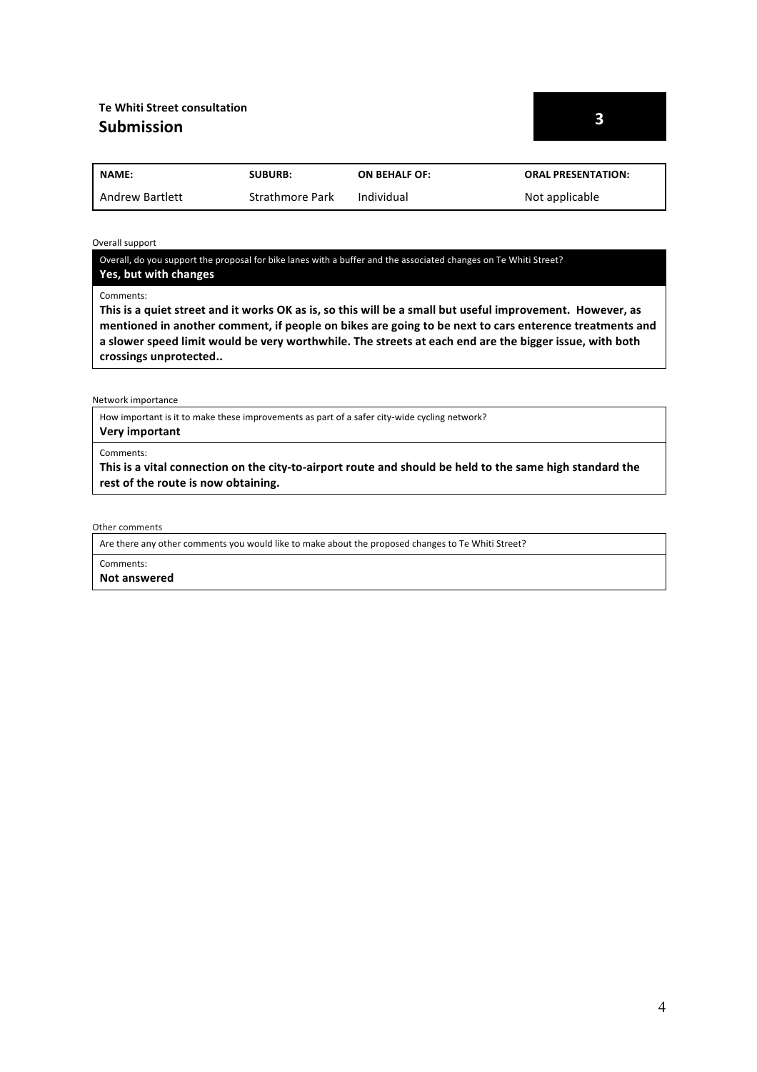**Te Whiti Street consultation**

## Submission

**3**

| NAME: | SUBURB: | ON BEHALF OF: | ORAL PRESENTATION: |
| --- | --- | --- | --- |
| Andrew Bartlett | Strathmore Park | Individual | Not applicable |

Overall support

Overall, do you support the proposal for bike lanes with a buffer and the associated changes on Te Whiti Street?

**Yes, but with changes**

Comments:

**This is a quiet street and it works OK as is, so this will be a small but useful improvement. However, as mentioned in another comment, if people on bikes are going to be next to cars enterence treatments and a slower speed limit would be very worthwhile. The streets at each end are the bigger issue, with both crossings unprotected..**

Network importance

How important is it to make these improvements as part of a safer city-wide cycling network?

**Very important**

Comments:

**This is a vital connection on the city-to-airport route and should be held to the same high standard the rest of the route is now obtaining.**

Other comments

Are there any other comments you would like to make about the proposed changes to Te Whiti Street?

Comments:

**Not answered**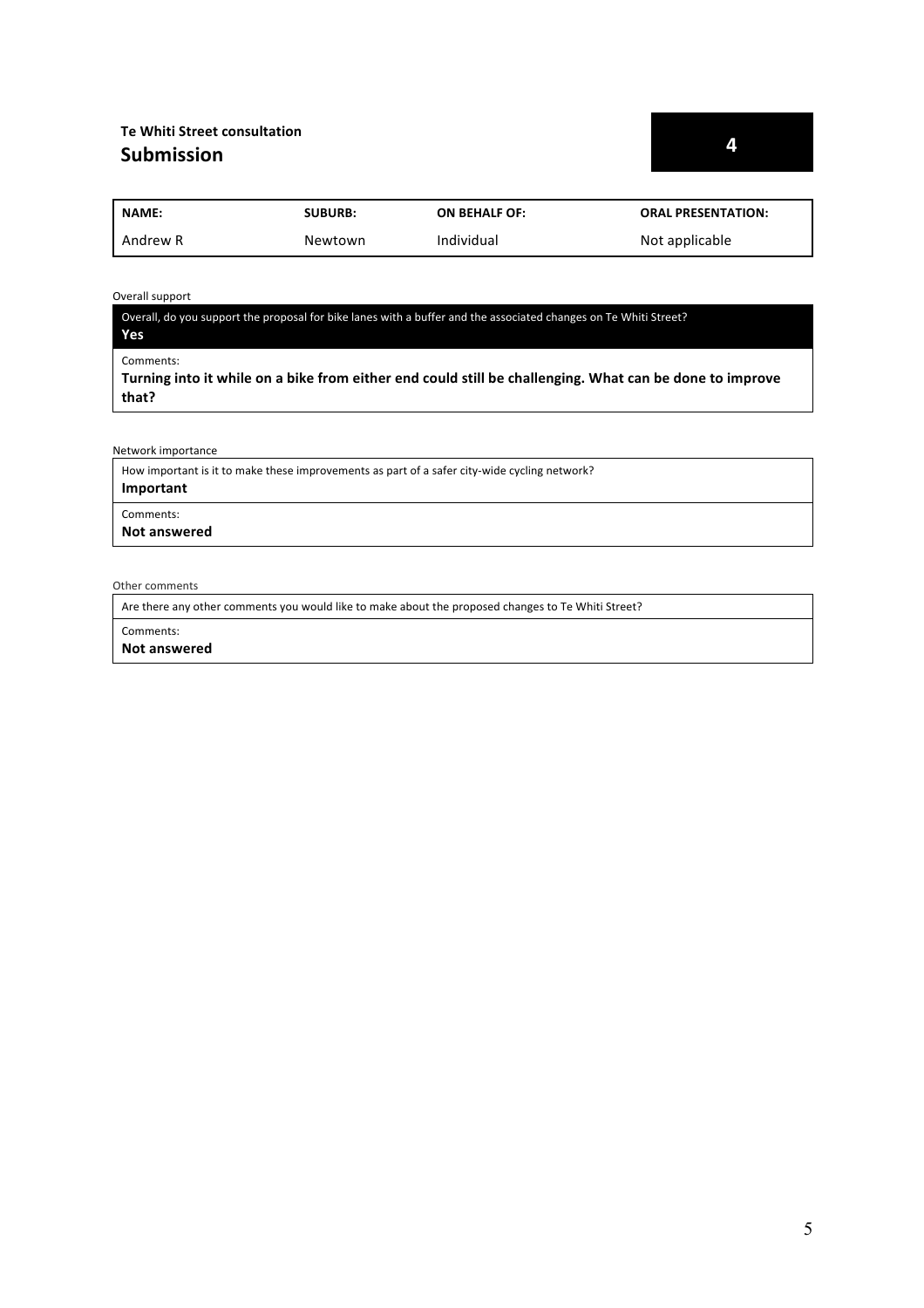**Te Whiti Street consultation**

## Submission

**4**

| NAME: | SUBURB: | ON BEHALF OF: | ORAL PRESENTATION: |
|---|---|---|---|
| Andrew R | Newtown | Individual | Not applicable |

Overall support

Overall, do you support the proposal for bike lanes with a buffer and the associated changes on Te Whiti Street?
**Yes**

Comments:
**Turning into it while on a bike from either end could still be challenging. What can be done to improve that?**

Network importance

How important is it to make these improvements as part of a safer city-wide cycling network?
**Important**

Comments:
**Not answered**

Other comments

Are there any other comments you would like to make about the proposed changes to Te Whiti Street?

Comments:
**Not answered**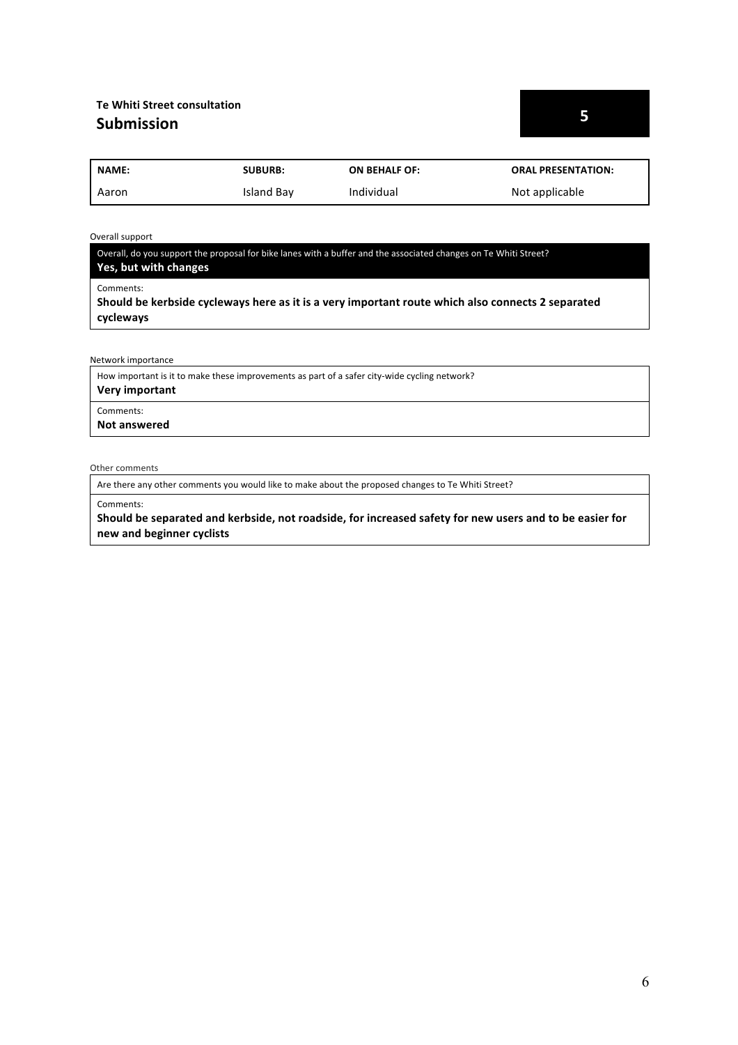**Te Whiti Street consultation**

## Submission

**5**

| NAME: | SUBURB: | ON BEHALF OF: | ORAL PRESENTATION: |
| --- | --- | --- | --- |
| Aaron | Island Bay | Individual | Not applicable |

Overall support

Overall, do you support the proposal for bike lanes with a buffer and the associated changes on Te Whiti Street?
**Yes, but with changes**

Comments:
**Should be kerbside cycleways here as it is a very important route which also connects 2 separated cycleways**

Network importance

How important is it to make these improvements as part of a safer city-wide cycling network?
**Very important**

Comments:
**Not answered**

Other comments

Are there any other comments you would like to make about the proposed changes to Te Whiti Street?

Comments:
**Should be separated and kerbside, not roadside, for increased safety for new users and to be easier for new and beginner cyclists**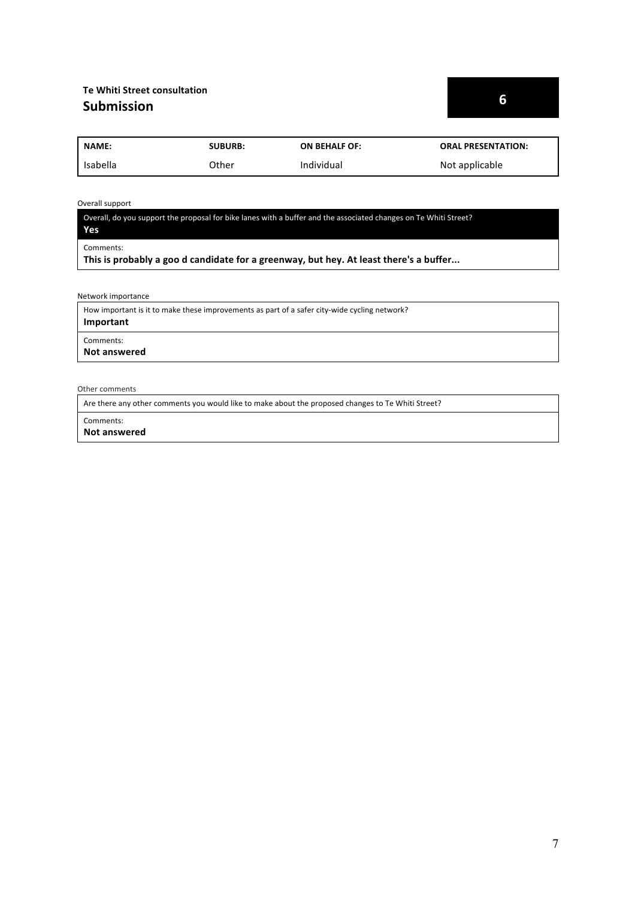**Te Whiti Street consultation**

## Submission

**6**

| NAME: | SUBURB: | ON BEHALF OF: | ORAL PRESENTATION: |
|---|---|---|---|
| Isabella | Other | Individual | Not applicable |

Overall support

Overall, do you support the proposal for bike lanes with a buffer and the associated changes on Te Whiti Street?
**Yes**

Comments:
**This is probably a goo d candidate for a greenway, but hey. At least there's a buffer...**

Network importance

How important is it to make these improvements as part of a safer city-wide cycling network?
**Important**

Comments:
**Not answered**

Other comments

Are there any other comments you would like to make about the proposed changes to Te Whiti Street?

Comments:
**Not answered**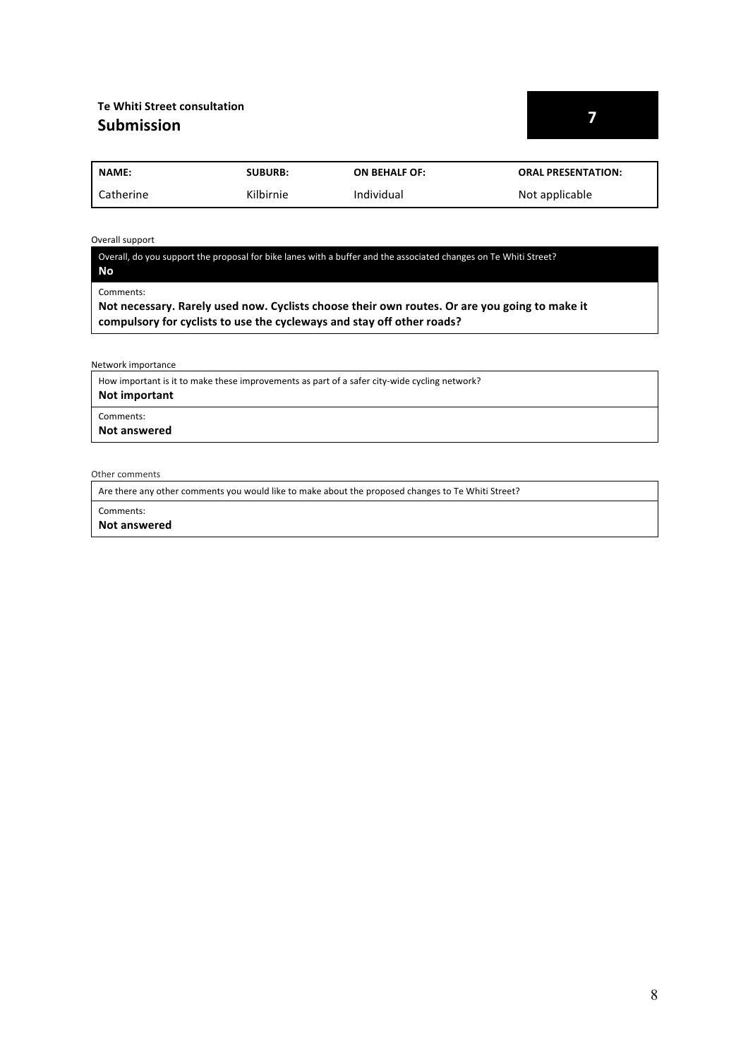**Te Whiti Street consultation**

## Submission

**7**

| NAME: | SUBURB: | ON BEHALF OF: | ORAL PRESENTATION: |
|---|---|---|---|
| Catherine | Kilbirnie | Individual | Not applicable |

Overall support

Overall, do you support the proposal for bike lanes with a buffer and the associated changes on Te Whiti Street?

**No**

Comments:

**Not necessary. Rarely used now. Cyclists choose their own routes. Or are you going to make it compulsory for cyclists to use the cycleways and stay off other roads?**

Network importance

How important is it to make these improvements as part of a safer city-wide cycling network?

**Not important**

Comments:

**Not answered**

Other comments

Are there any other comments you would like to make about the proposed changes to Te Whiti Street?

Comments:

**Not answered**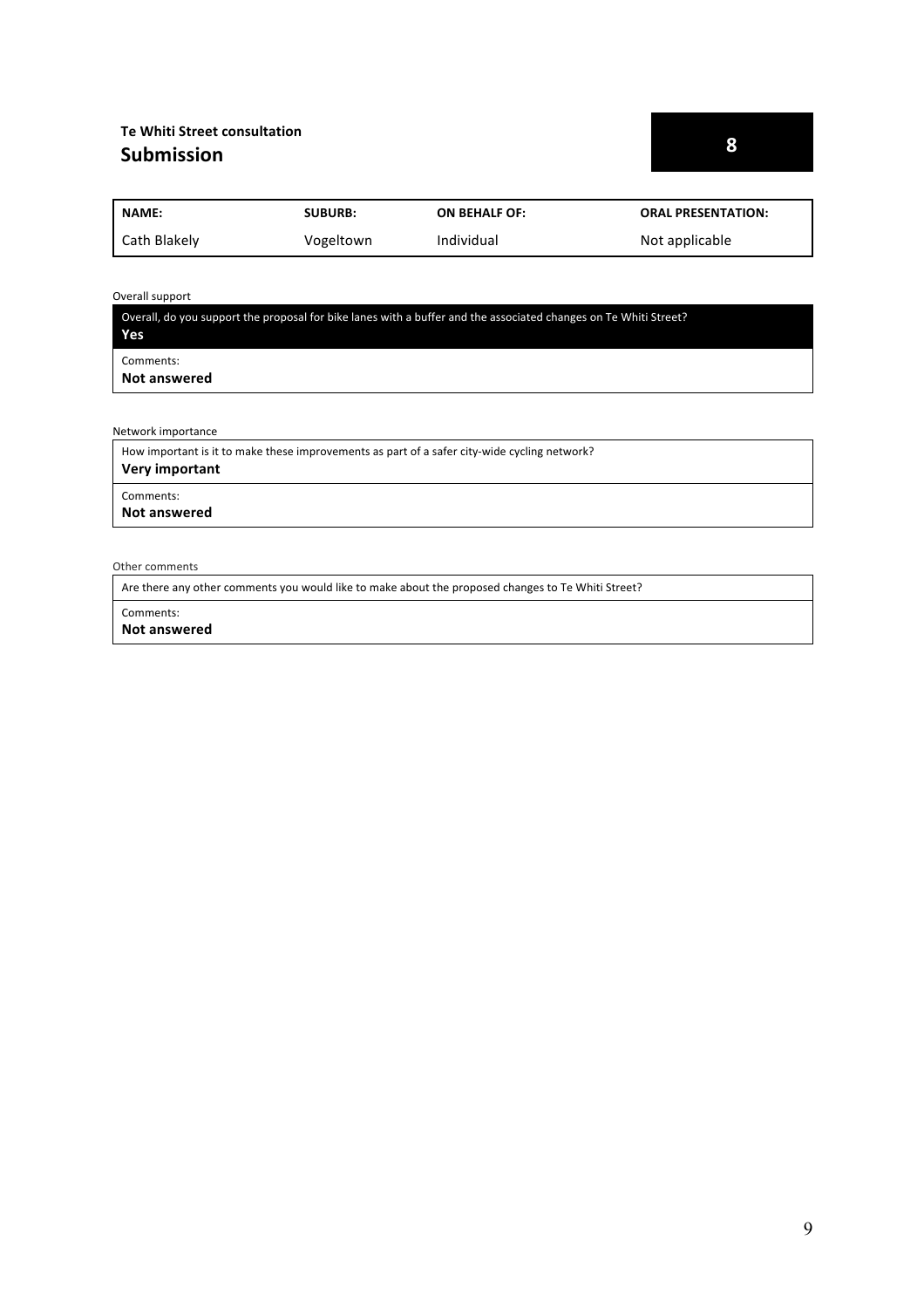**Te Whiti Street consultation**

## Submission

**8**

| NAME: | SUBURB: | ON BEHALF OF: | ORAL PRESENTATION: |
|---|---|---|---|
| Cath Blakely | Vogeltown | Individual | Not applicable |

Overall support

| Overall, do you support the proposal for bike lanes with a buffer and the associated changes on Te Whiti Street? **Yes** |
|---|
| Comments: **Not answered** |

Network importance

| How important is it to make these improvements as part of a safer city-wide cycling network? **Very important** |
|---|
| Comments: **Not answered** |

Other comments

| Are there any other comments you would like to make about the proposed changes to Te Whiti Street? |
|---|
| Comments: **Not answered** |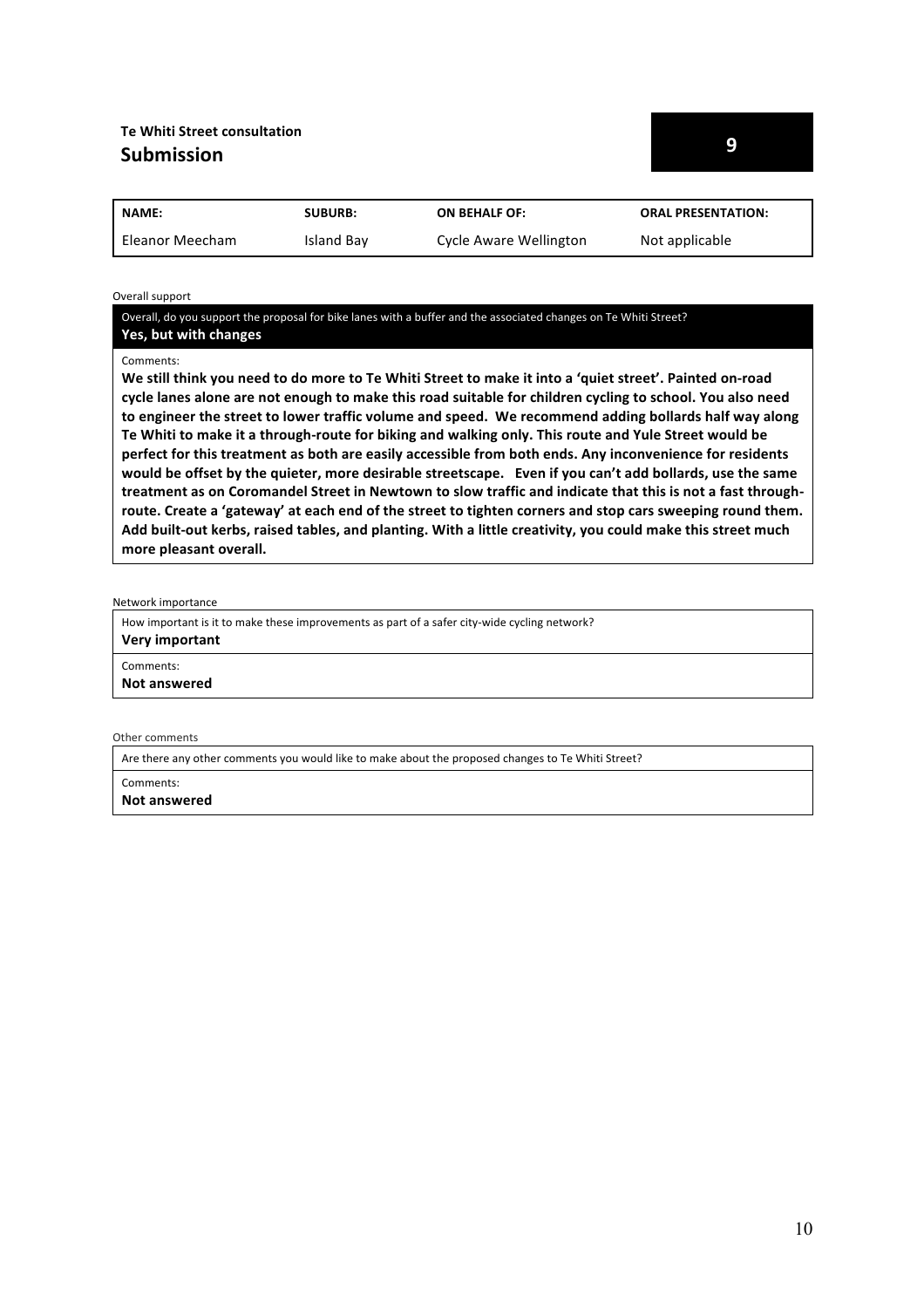**Te Whiti Street consultation**

## Submission

**9**

| NAME: | SUBURB: | ON BEHALF OF: | ORAL PRESENTATION: |
|---|---|---|---|
| Eleanor Meecham | Island Bay | Cycle Aware Wellington | Not applicable |

Overall support

Overall, do you support the proposal for bike lanes with a buffer and the associated changes on Te Whiti Street?
**Yes, but with changes**

Comments:
**We still think you need to do more to Te Whiti Street to make it into a 'quiet street'. Painted on-road cycle lanes alone are not enough to make this road suitable for children cycling to school. You also need to engineer the street to lower traffic volume and speed. We recommend adding bollards half way along Te Whiti to make it a through-route for biking and walking only. This route and Yule Street would be perfect for this treatment as both are easily accessible from both ends. Any inconvenience for residents would be offset by the quieter, more desirable streetscape. Even if you can't add bollards, use the same treatment as on Coromandel Street in Newtown to slow traffic and indicate that this is not a fast through-route. Create a 'gateway' at each end of the street to tighten corners and stop cars sweeping round them. Add built-out kerbs, raised tables, and planting. With a little creativity, you could make this street much more pleasant overall.**

Network importance

How important is it to make these improvements as part of a safer city-wide cycling network?
**Very important**

Comments:
**Not answered**

Other comments

Are there any other comments you would like to make about the proposed changes to Te Whiti Street?

Comments:
**Not answered**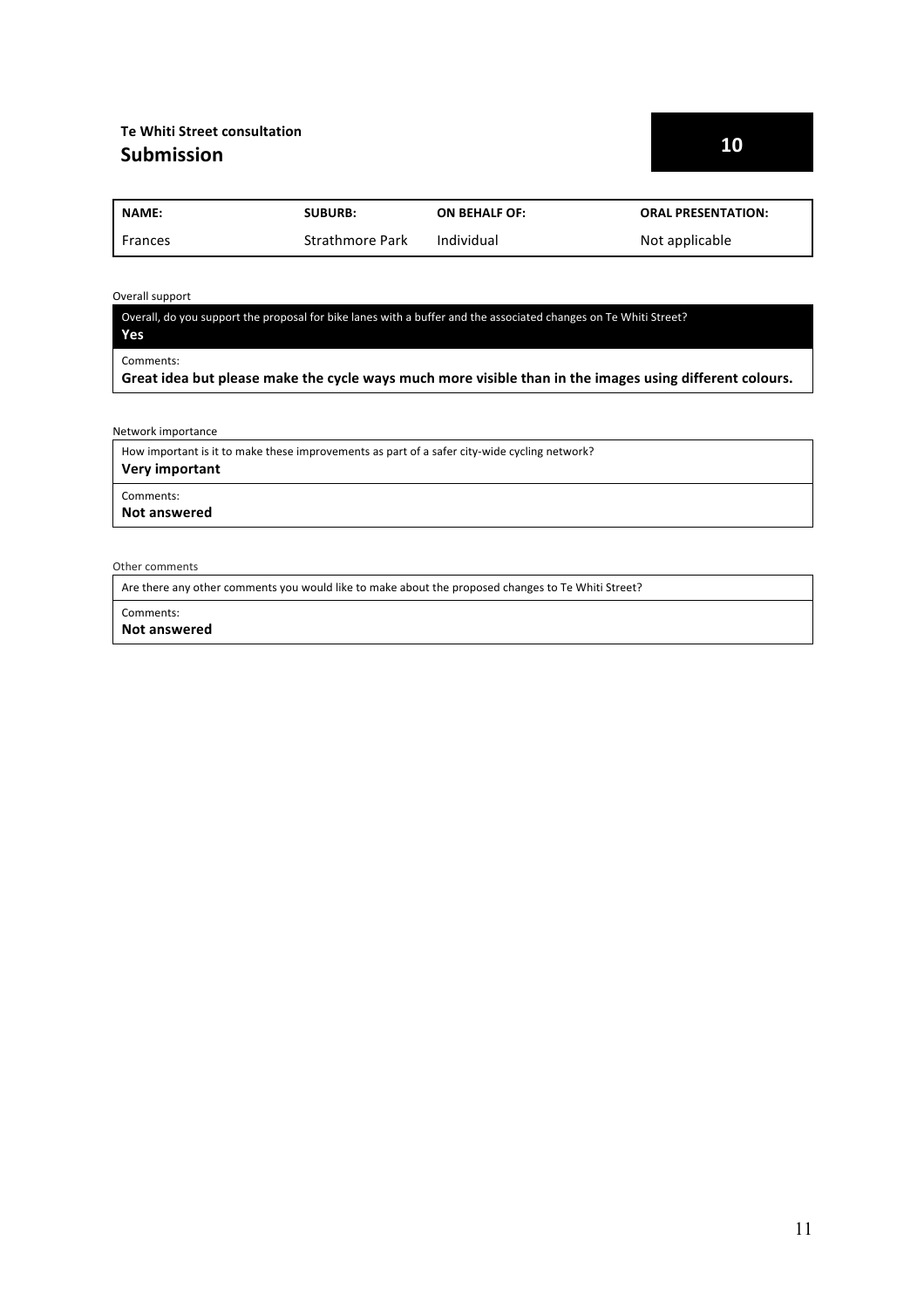**Te Whiti Street consultation**
## Submission

**10**

| NAME: | SUBURB: | ON BEHALF OF: | ORAL PRESENTATION: |
|---|---|---|---|
| Frances | Strathmore Park | Individual | Not applicable |

Overall support

Overall, do you support the proposal for bike lanes with a buffer and the associated changes on Te Whiti Street?
**Yes**

Comments:
**Great idea but please make the cycle ways much more visible than in the images using different colours.**

Network importance

How important is it to make these improvements as part of a safer city-wide cycling network?
**Very important**

Comments:
**Not answered**

Other comments

Are there any other comments you would like to make about the proposed changes to Te Whiti Street?

Comments:
**Not answered**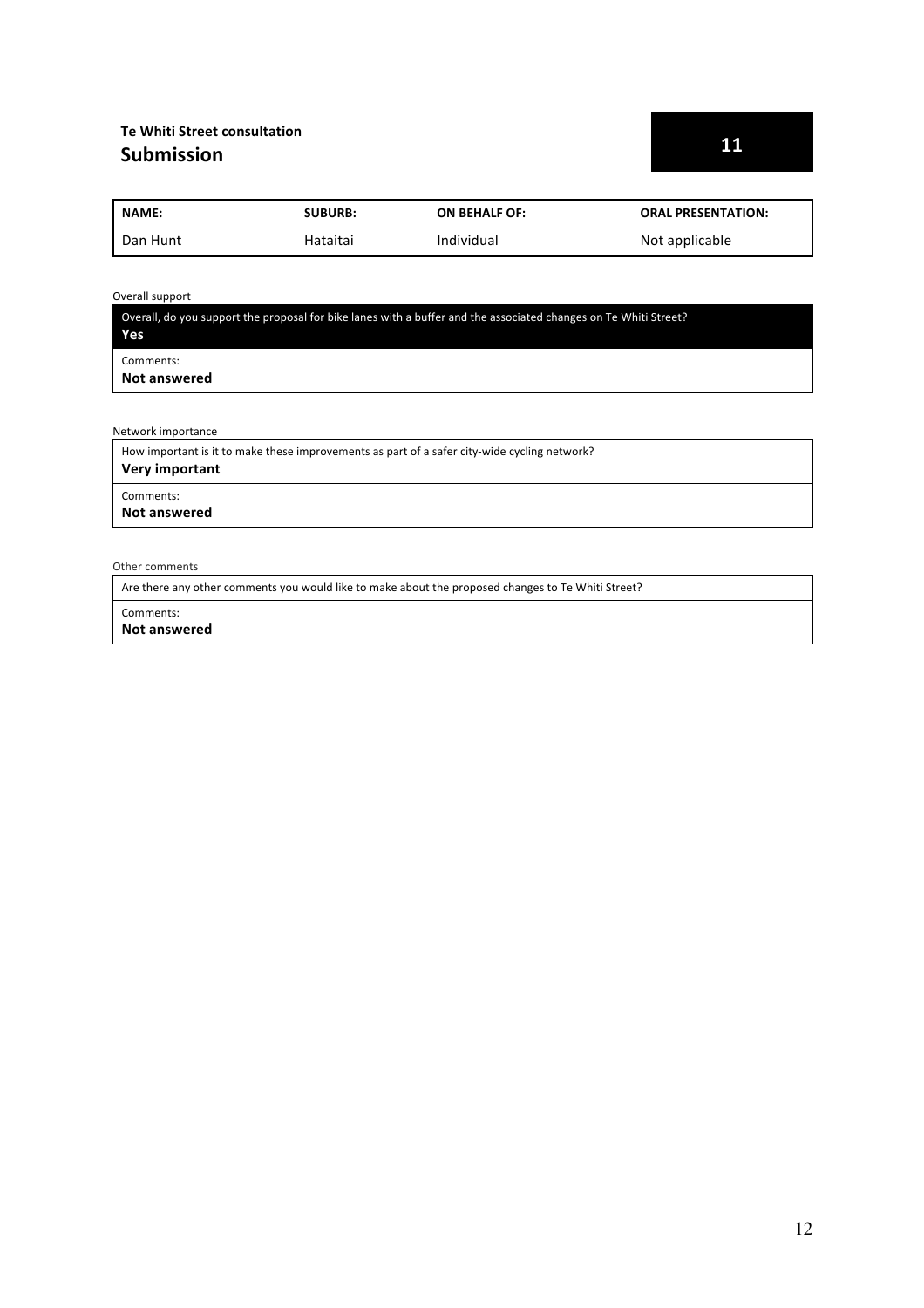**Te Whiti Street consultation**

## Submission

**11**

| NAME: | SUBURB: | ON BEHALF OF: | ORAL PRESENTATION: |
| --- | --- | --- | --- |
| Dan Hunt | Hataitai | Individual | Not applicable |

Overall support

Overall, do you support the proposal for bike lanes with a buffer and the associated changes on Te Whiti Street?
**Yes**

Comments:
**Not answered**

Network importance

How important is it to make these improvements as part of a safer city-wide cycling network?
**Very important**

Comments:
**Not answered**

Other comments

Are there any other comments you would like to make about the proposed changes to Te Whiti Street?

Comments:
**Not answered**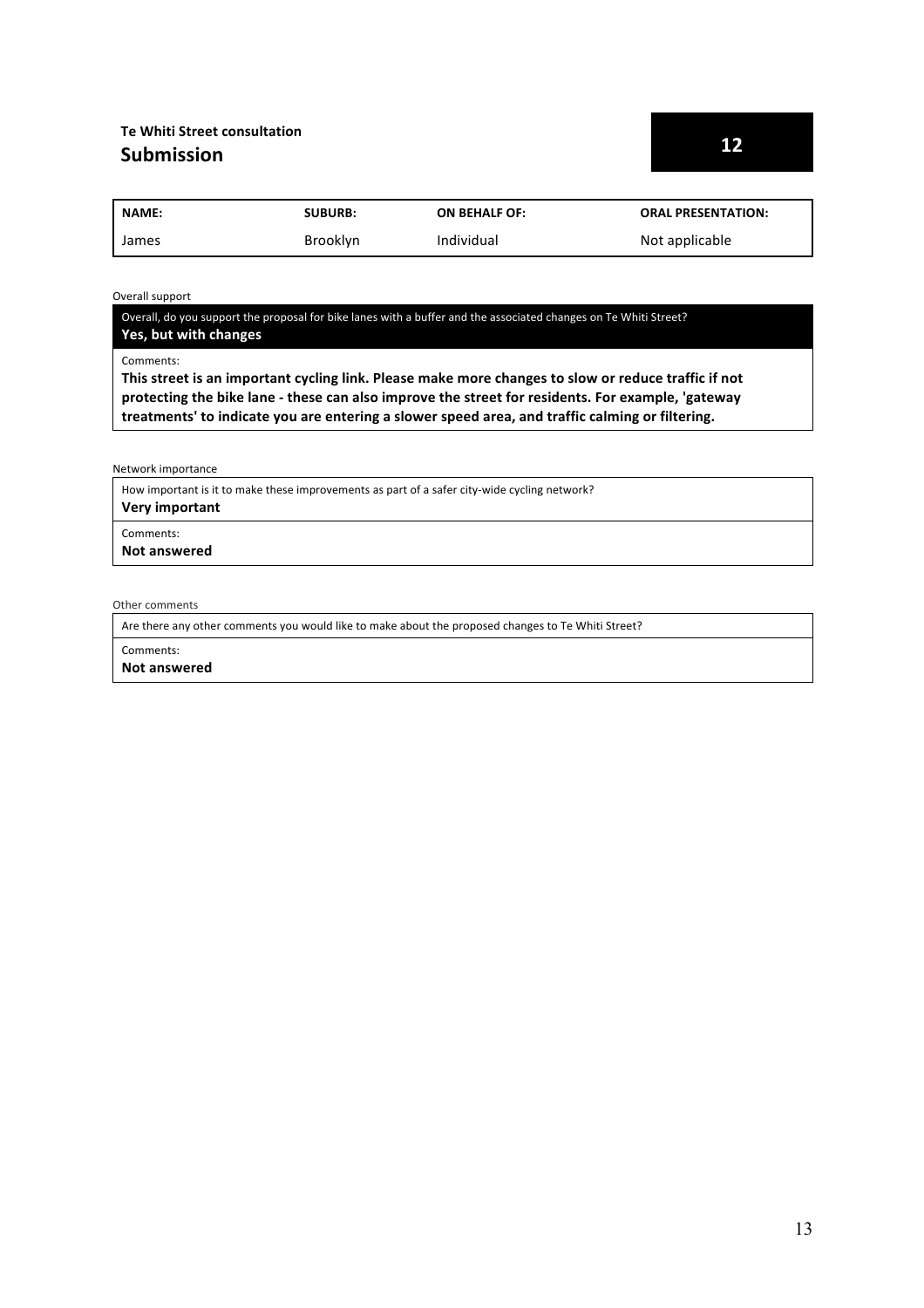**Te Whiti Street consultation**
## Submission

**12**

| NAME: | SUBURB: | ON BEHALF OF: | ORAL PRESENTATION: |
| --- | --- | --- | --- |
| James | Brooklyn | Individual | Not applicable |

Overall support

Overall, do you support the proposal for bike lanes with a buffer and the associated changes on Te Whiti Street?
**Yes, but with changes**

Comments:
**This street is an important cycling link. Please make more changes to slow or reduce traffic if not protecting the bike lane - these can also improve the street for residents. For example, 'gateway treatments' to indicate you are entering a slower speed area, and traffic calming or filtering.**

Network importance

How important is it to make these improvements as part of a safer city-wide cycling network?
**Very important**

Comments:
**Not answered**

Other comments

Are there any other comments you would like to make about the proposed changes to Te Whiti Street?

Comments:
**Not answered**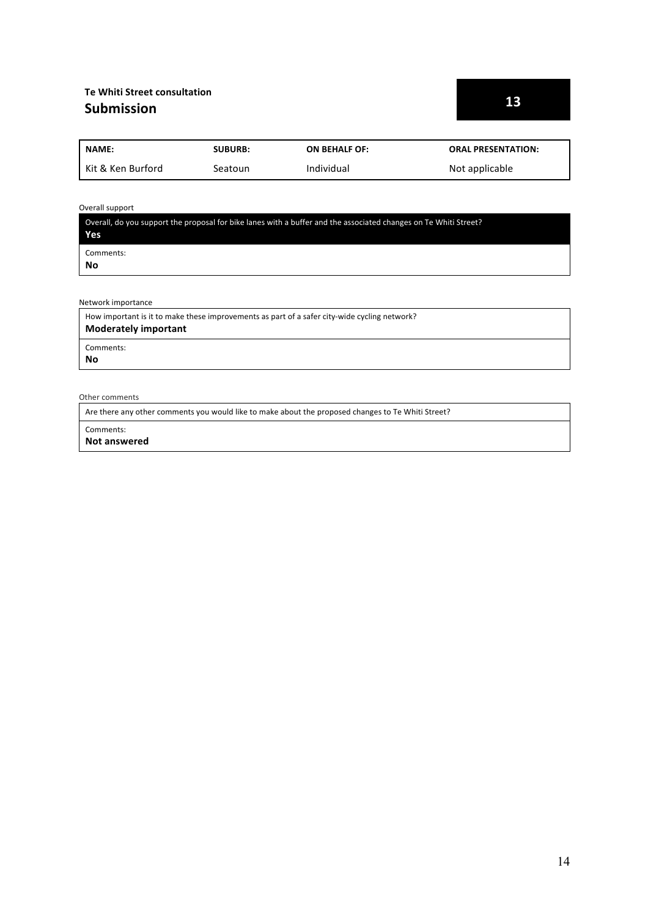**Te Whiti Street consultation**

## Submission

**13**

| NAME: | SUBURB: | ON BEHALF OF: | ORAL PRESENTATION: |
|---|---|---|---|
| Kit & Ken Burford | Seatoun | Individual | Not applicable |

Overall support

| Overall, do you support the proposal for bike lanes with a buffer and the associated changes on Te Whiti Street? **Yes** |
|---|
| Comments: **No** |

Network importance

| How important is it to make these improvements as part of a safer city-wide cycling network? **Moderately important** |
|---|
| Comments: **No** |

Other comments

| Are there any other comments you would like to make about the proposed changes to Te Whiti Street? |
|---|
| Comments: **Not answered** |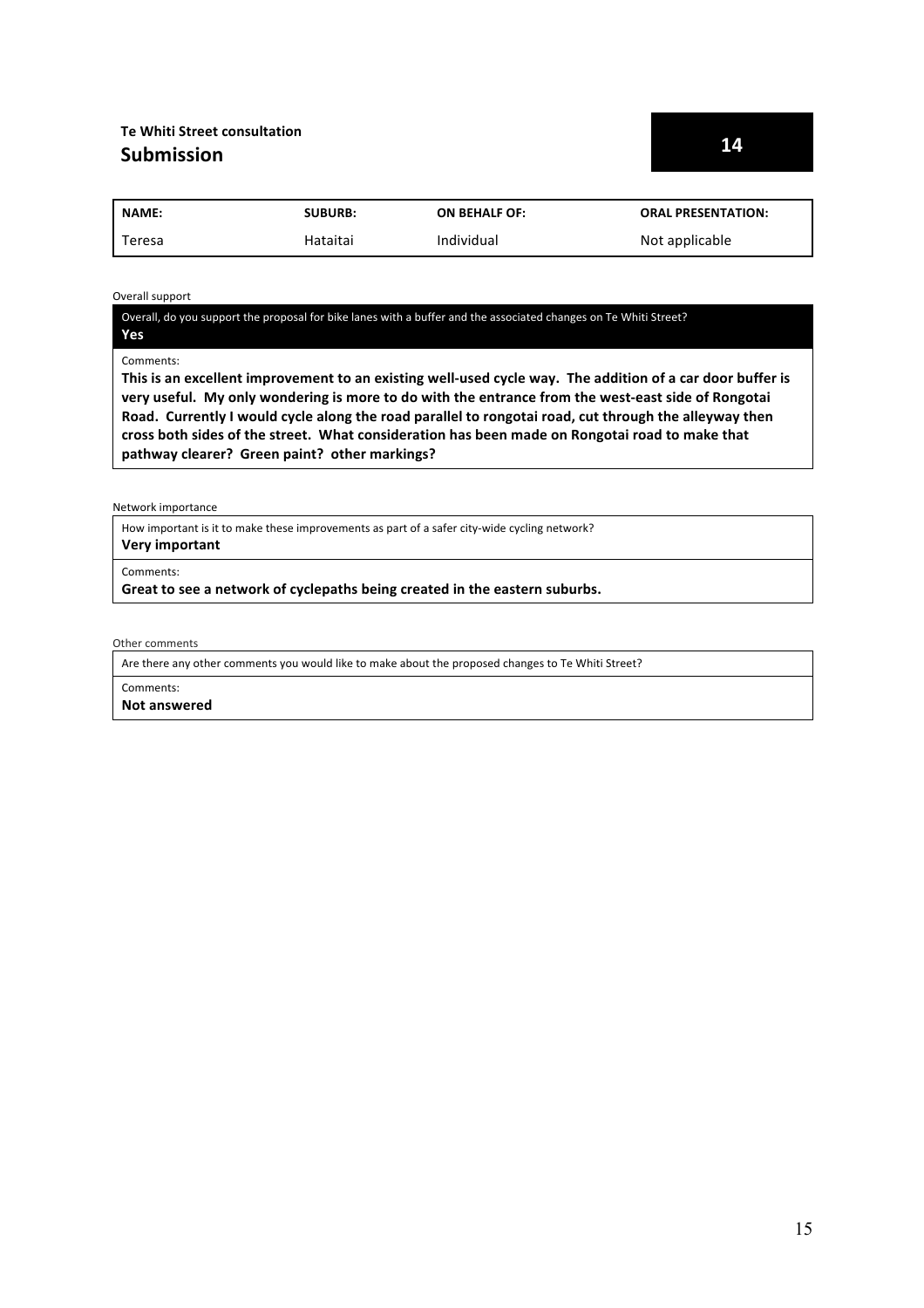**Te Whiti Street consultation**
## Submission

**14**

| NAME: | SUBURB: | ON BEHALF OF: | ORAL PRESENTATION: |
|---|---|---|---|
| Teresa | Hataitai | Individual | Not applicable |

Overall support

Overall, do you support the proposal for bike lanes with a buffer and the associated changes on Te Whiti Street?
**Yes**

Comments:
**This is an excellent improvement to an existing well-used cycle way. The addition of a car door buffer is very useful. My only wondering is more to do with the entrance from the west-east side of Rongotai Road. Currently I would cycle along the road parallel to rongotai road, cut through the alleyway then cross both sides of the street. What consideration has been made on Rongotai road to make that pathway clearer? Green paint? other markings?**

Network importance

How important is it to make these improvements as part of a safer city-wide cycling network?
**Very important**

Comments:
**Great to see a network of cyclepaths being created in the eastern suburbs.**

Other comments

Are there any other comments you would like to make about the proposed changes to Te Whiti Street?

Comments:
**Not answered**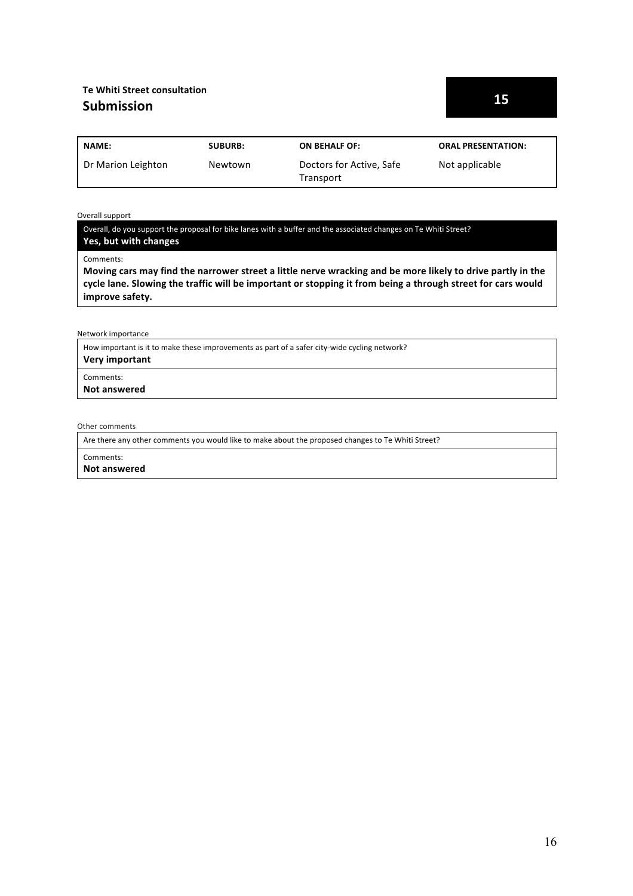**Te Whiti Street consultation**

## Submission

**15**

| NAME: | SUBURB: | ON BEHALF OF: | ORAL PRESENTATION: |
|---|---|---|---|
| Dr Marion Leighton | Newtown | Doctors for Active, Safe Transport | Not applicable |

Overall support

| Overall, do you support the proposal for bike lanes with a buffer and the associated changes on Te Whiti Street? **Yes, but with changes** |
|---|
| Comments: **Moving cars may find the narrower street a little nerve wracking and be more likely to drive partly in the cycle lane. Slowing the traffic will be important or stopping it from being a through street for cars would improve safety.** |

Network importance

| How important is it to make these improvements as part of a safer city-wide cycling network? **Very important** |
|---|
| Comments: **Not answered** |

Other comments

| Are there any other comments you would like to make about the proposed changes to Te Whiti Street? |
|---|
| Comments: **Not answered** |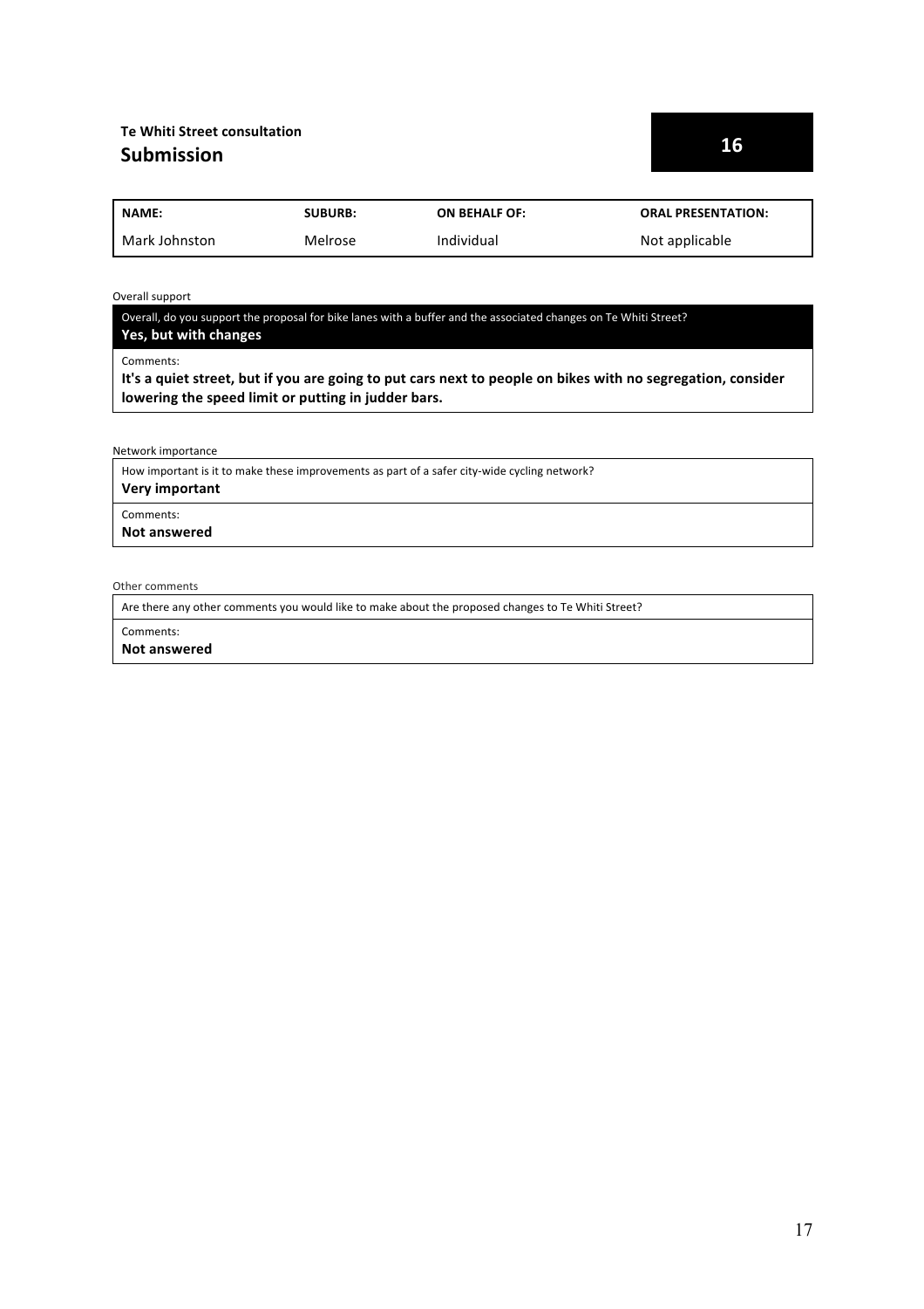**Te Whiti Street consultation**

## Submission

**16**

| NAME: | SUBURB: | ON BEHALF OF: | ORAL PRESENTATION: |
|---|---|---|---|
| Mark Johnston | Melrose | Individual | Not applicable |

Overall support

Overall, do you support the proposal for bike lanes with a buffer and the associated changes on Te Whiti Street?
**Yes, but with changes**

Comments:
**It's a quiet street, but if you are going to put cars next to people on bikes with no segregation, consider lowering the speed limit or putting in judder bars.**

Network importance

How important is it to make these improvements as part of a safer city-wide cycling network?
**Very important**

Comments:
**Not answered**

Other comments

Are there any other comments you would like to make about the proposed changes to Te Whiti Street?

Comments:
**Not answered**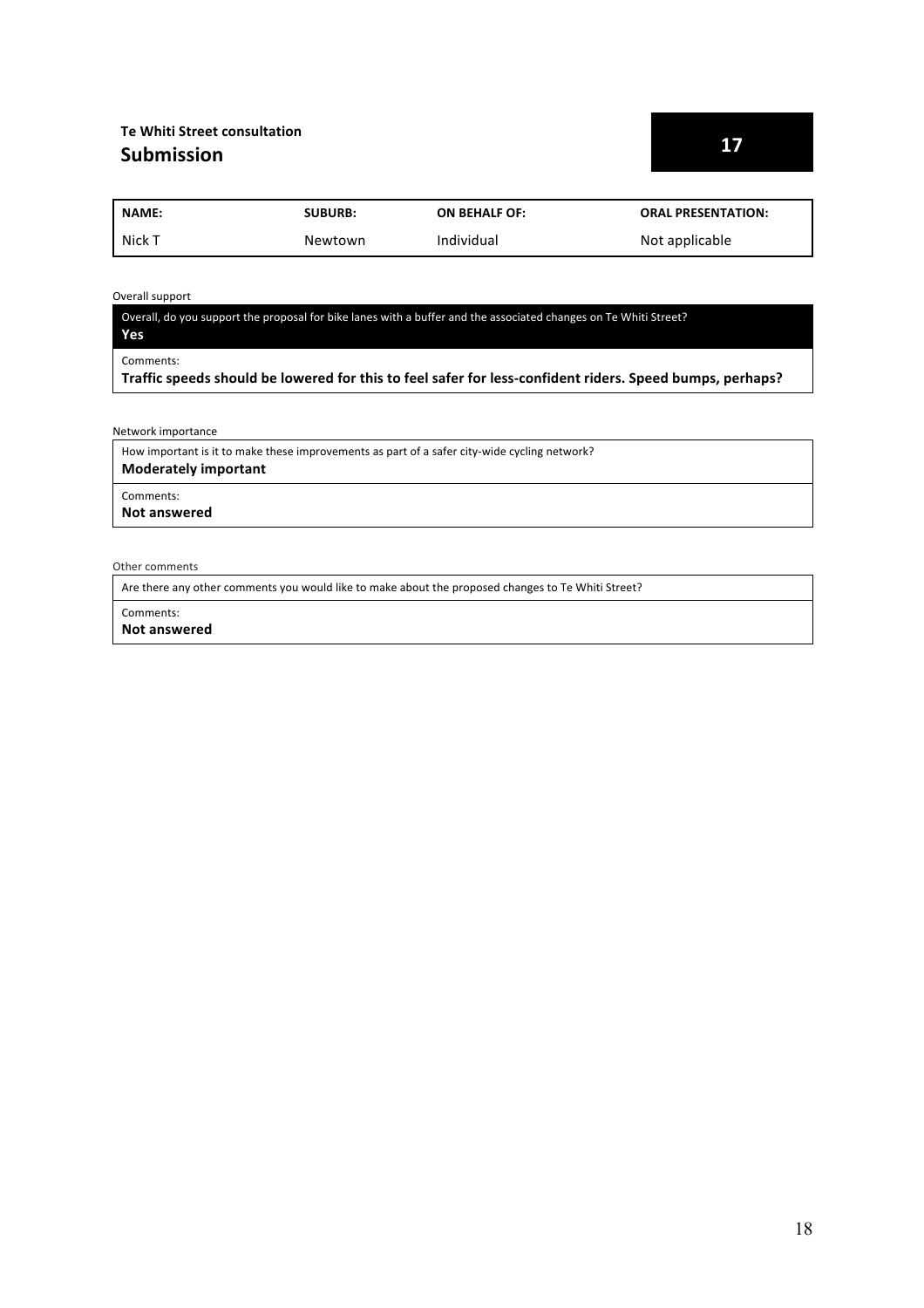**Te Whiti Street consultation**

## Submission

**17**

| NAME: | SUBURB: | ON BEHALF OF: | ORAL PRESENTATION: |
|---|---|---|---|
| Nick T | Newtown | Individual | Not applicable |

Overall support

Overall, do you support the proposal for bike lanes with a buffer and the associated changes on Te Whiti Street?
**Yes**

Comments:
**Traffic speeds should be lowered for this to feel safer for less-confident riders. Speed bumps, perhaps?**

Network importance

How important is it to make these improvements as part of a safer city-wide cycling network?
**Moderately important**

Comments:
**Not answered**

Other comments

Are there any other comments you would like to make about the proposed changes to Te Whiti Street?

Comments:
**Not answered**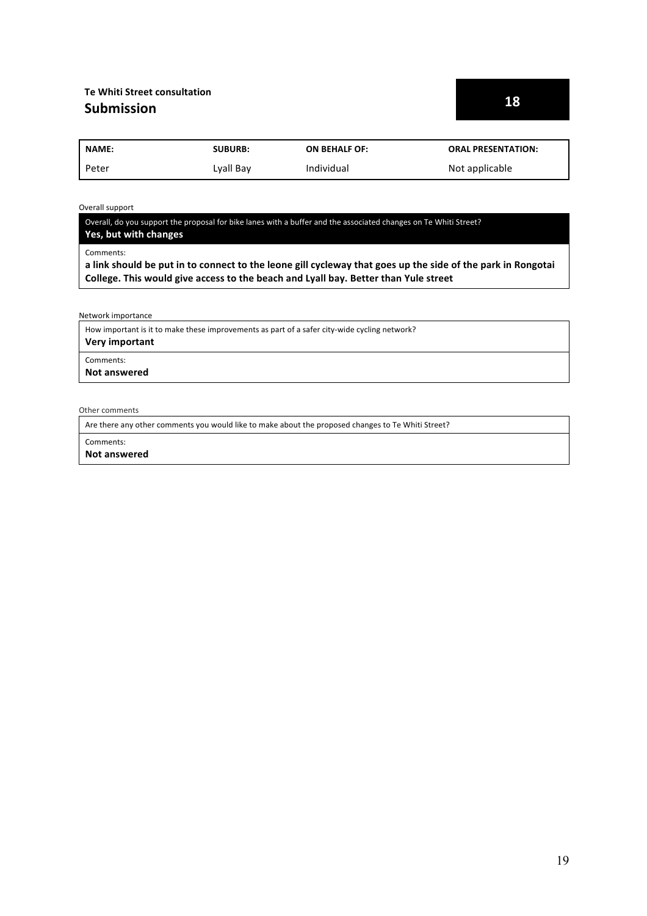**Te Whiti Street consultation**

## Submission

**18**

| NAME: | SUBURB: | ON BEHALF OF: | ORAL PRESENTATION: |
|---|---|---|---|
| Peter | Lyall Bay | Individual | Not applicable |

Overall support

Overall, do you support the proposal for bike lanes with a buffer and the associated changes on Te Whiti Street?

**Yes, but with changes**

Comments:

**a link should be put in to connect to the leone gill cycleway that goes up the side of the park in Rongotai College. This would give access to the beach and Lyall bay. Better than Yule street**

Network importance

How important is it to make these improvements as part of a safer city-wide cycling network?

**Very important**

Comments:

**Not answered**

Other comments

Are there any other comments you would like to make about the proposed changes to Te Whiti Street?

Comments:

**Not answered**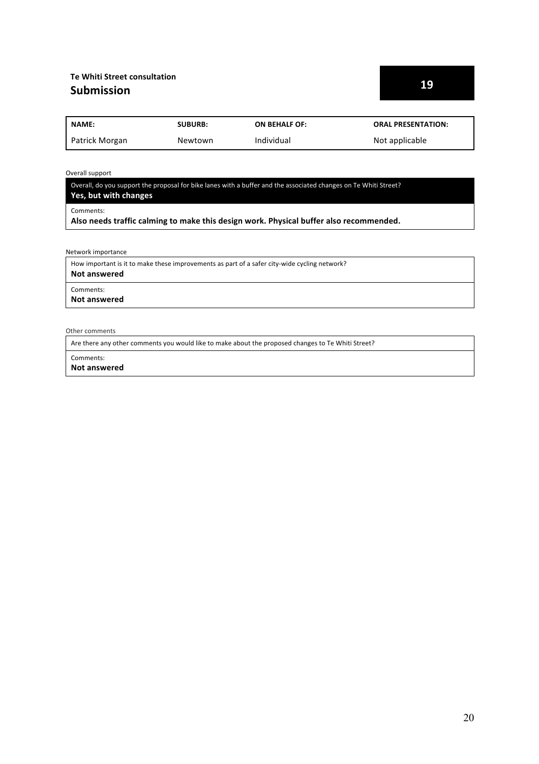**Te Whiti Street consultation**

## Submission

**19**

| NAME: | SUBURB: | ON BEHALF OF: | ORAL PRESENTATION: |
| --- | --- | --- | --- |
| Patrick Morgan | Newtown | Individual | Not applicable |

Overall support

Overall, do you support the proposal for bike lanes with a buffer and the associated changes on Te Whiti Street?

**Yes, but with changes**

Comments:

**Also needs traffic calming to make this design work. Physical buffer also recommended.**

Network importance

How important is it to make these improvements as part of a safer city-wide cycling network?

**Not answered**

Comments:

**Not answered**

Other comments

Are there any other comments you would like to make about the proposed changes to Te Whiti Street?

Comments:

**Not answered**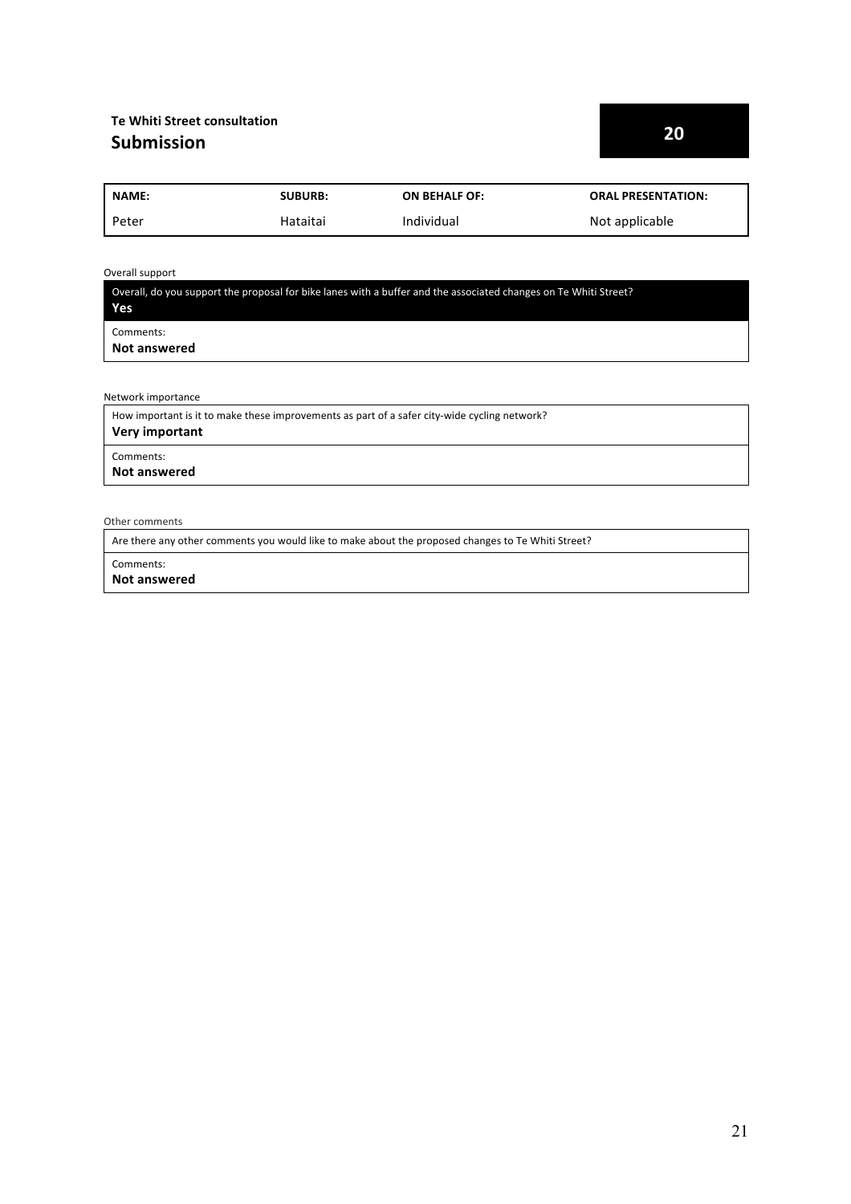**Te Whiti Street consultation**

## Submission

**20**

| NAME: | SUBURB: | ON BEHALF OF: | ORAL PRESENTATION: |
|---|---|---|---|
| Peter | Hataitai | Individual | Not applicable |

Overall support

| Overall, do you support the proposal for bike lanes with a buffer and the associated changes on Te Whiti Street? **Yes** |
|---|
| Comments: **Not answered** |

Network importance

| How important is it to make these improvements as part of a safer city-wide cycling network? **Very important** |
|---|
| Comments: **Not answered** |

Other comments

| Are there any other comments you would like to make about the proposed changes to Te Whiti Street? |
|---|
| Comments: **Not answered** |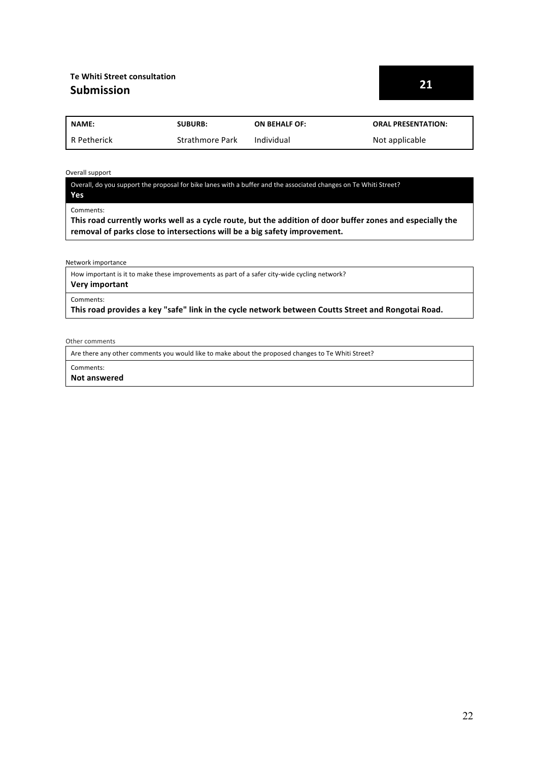**Te Whiti Street consultation**

## Submission

**21**

| NAME: | SUBURB: | ON BEHALF OF: | ORAL PRESENTATION: |
|---|---|---|---|
| R Petherick | Strathmore Park | Individual | Not applicable |

Overall support

Overall, do you support the proposal for bike lanes with a buffer and the associated changes on Te Whiti Street?

**Yes**

Comments:

**This road currently works well as a cycle route, but the addition of door buffer zones and especially the removal of parks close to intersections will be a big safety improvement.**

Network importance

How important is it to make these improvements as part of a safer city-wide cycling network?

**Very important**

Comments:

**This road provides a key "safe" link in the cycle network between Coutts Street and Rongotai Road.**

Other comments

Are there any other comments you would like to make about the proposed changes to Te Whiti Street?

Comments:

**Not answered**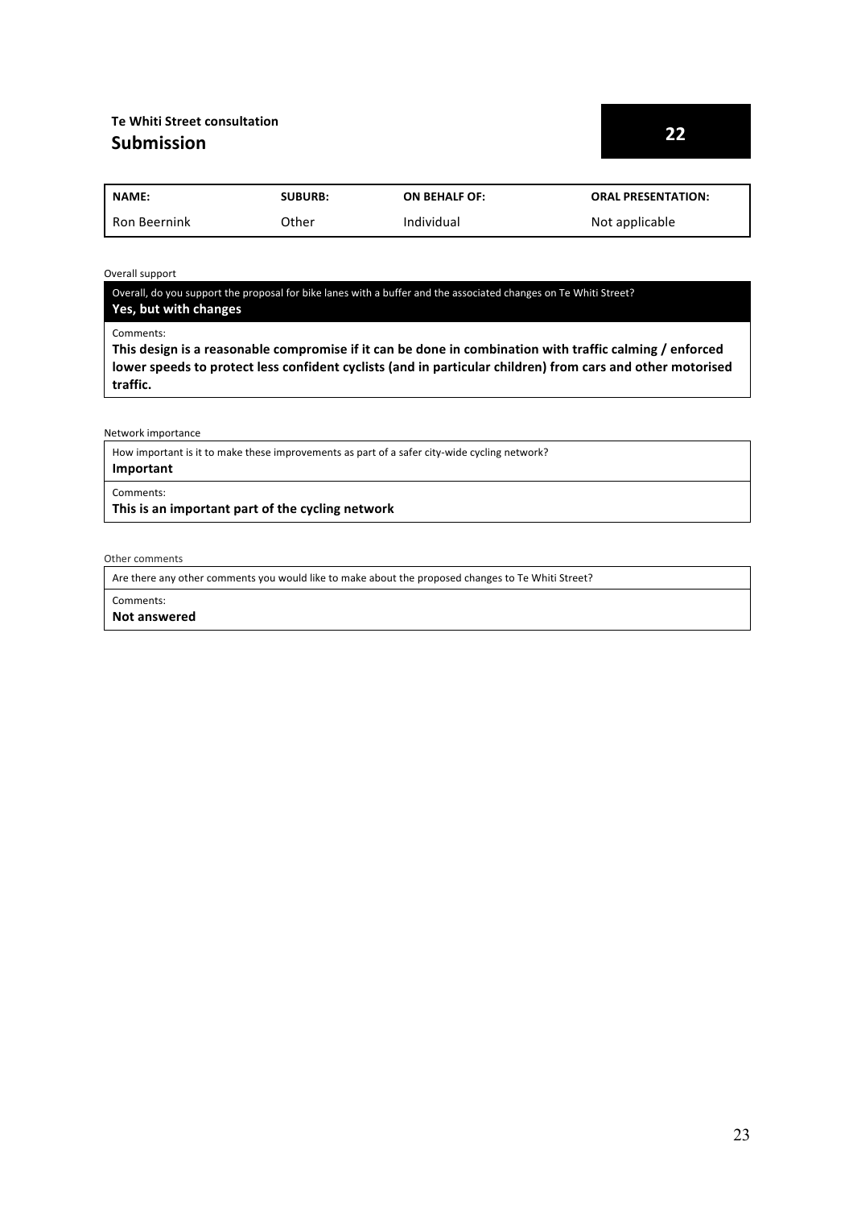**Te Whiti Street consultation**

## Submission

**22**

| NAME: | SUBURB: | ON BEHALF OF: | ORAL PRESENTATION: |
|---|---|---|---|
| Ron Beernink | Other | Individual | Not applicable |

Overall support

Overall, do you support the proposal for bike lanes with a buffer and the associated changes on Te Whiti Street?

**Yes, but with changes**

Comments:

**This design is a reasonable compromise if it can be done in combination with traffic calming / enforced lower speeds to protect less confident cyclists (and in particular children) from cars and other motorised traffic.**

Network importance

How important is it to make these improvements as part of a safer city-wide cycling network?

**Important**

Comments:

**This is an important part of the cycling network**

Other comments

Are there any other comments you would like to make about the proposed changes to Te Whiti Street?

Comments:

**Not answered**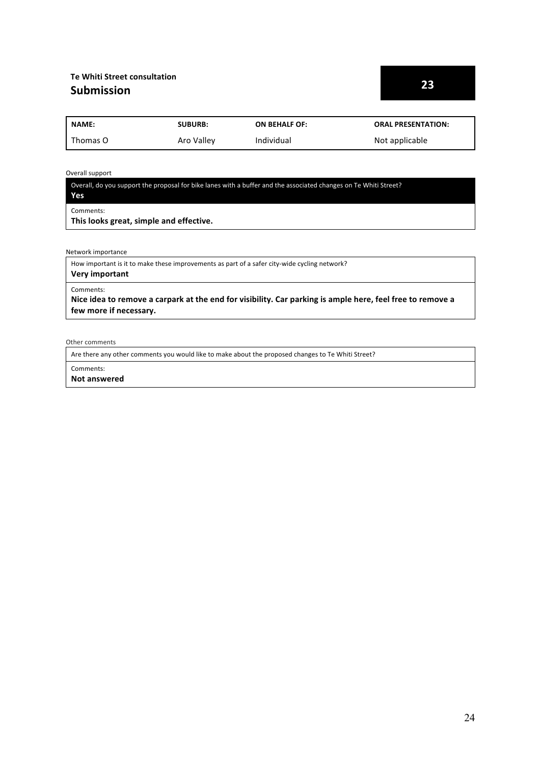**Te Whiti Street consultation**

## Submission

**23**

| NAME: | SUBURB: | ON BEHALF OF: | ORAL PRESENTATION: |
|---|---|---|---|
| Thomas O | Aro Valley | Individual | Not applicable |

Overall support

Overall, do you support the proposal for bike lanes with a buffer and the associated changes on Te Whiti Street?
**Yes**

Comments:
**This looks great, simple and effective.**

Network importance

How important is it to make these improvements as part of a safer city-wide cycling network?
**Very important**

Comments:
**Nice idea to remove a carpark at the end for visibility. Car parking is ample here, feel free to remove a few more if necessary.**

Other comments

Are there any other comments you would like to make about the proposed changes to Te Whiti Street?

Comments:
**Not answered**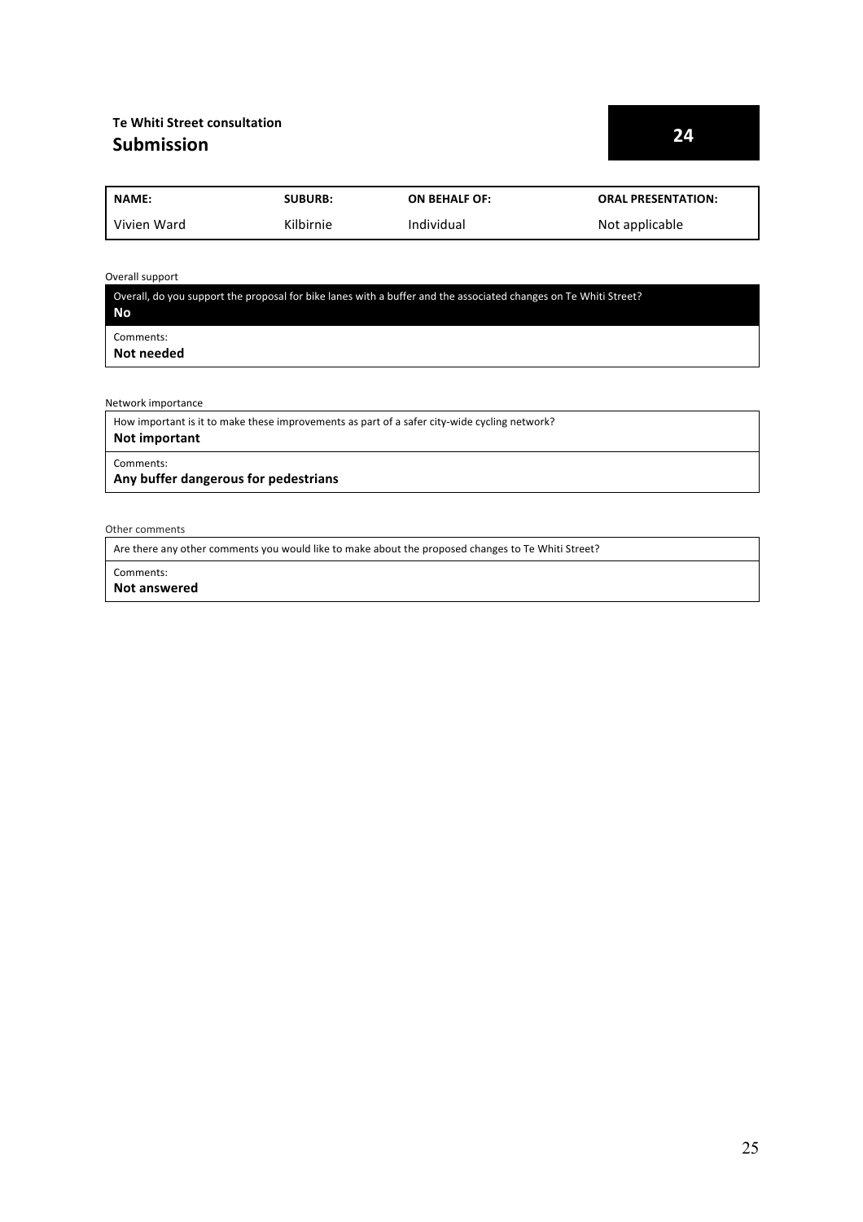**Te Whiti Street consultation**

## Submission

**24**

| NAME: | SUBURB: | ON BEHALF OF: | ORAL PRESENTATION: |
|---|---|---|---|
| Vivien Ward | Kilbirnie | Individual | Not applicable |

Overall support

| Overall, do you support the proposal for bike lanes with a buffer and the associated changes on Te Whiti Street? **No** |
|---|
| Comments: **Not needed** |

Network importance

| How important is it to make these improvements as part of a safer city-wide cycling network? **Not important** |
|---|
| Comments: **Any buffer dangerous for pedestrians** |

Other comments

| Are there any other comments you would like to make about the proposed changes to Te Whiti Street? |
|---|
| Comments: **Not answered** |